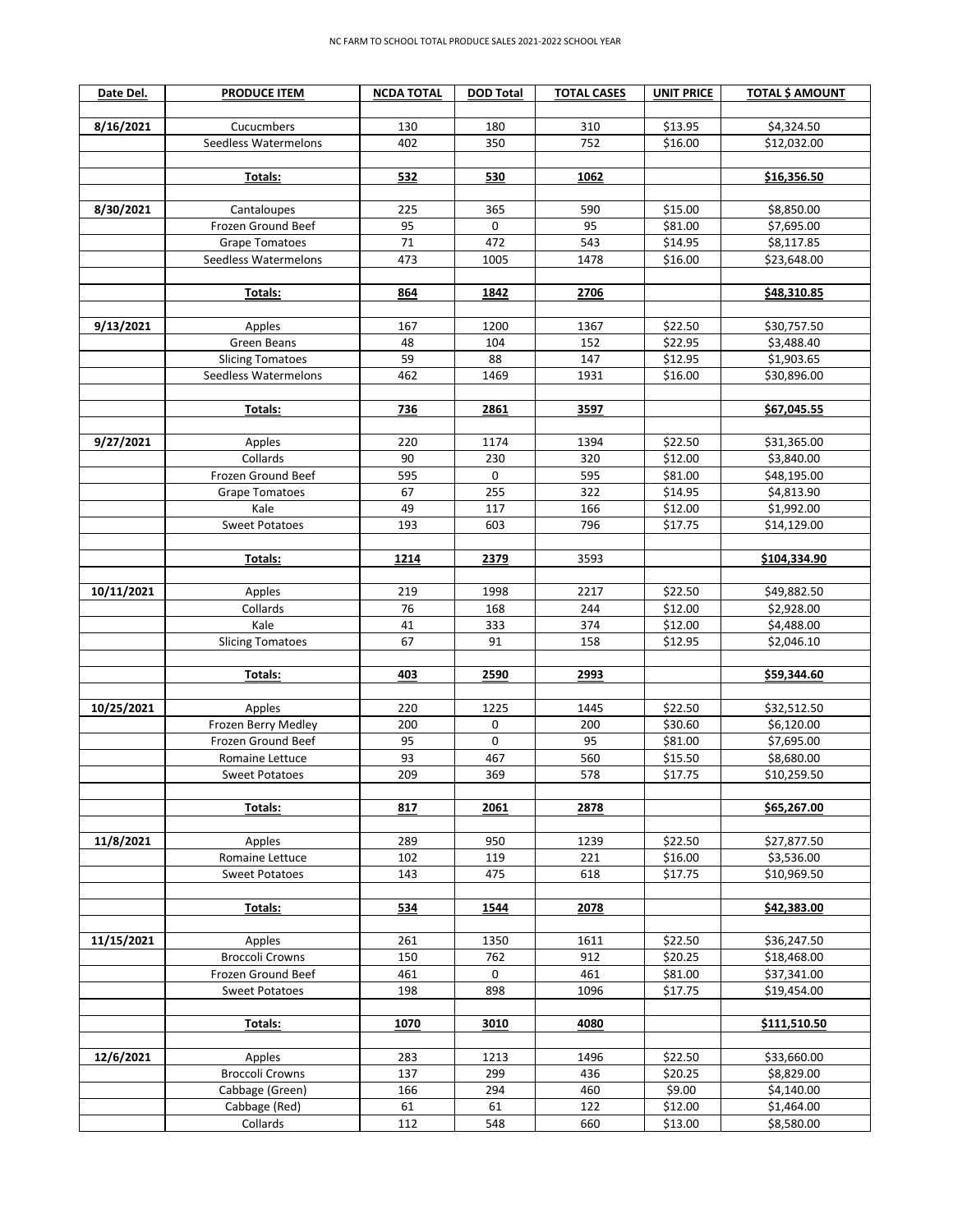NC FARM TO SCHOOL TOTAL PRODUCE SALES 2021-2022 SCHOOL YEAR

| Date Del. | PRODUCE ITEM | NCDA TOTAL | DOD Total | TOTAL CASES | UNIT PRICE | TOTAL $ AMOUNT |
|---|---|---|---|---|---|---|
| | | | | | | |
| 8/16/2021 | Cucucmbers | 130 | 180 | 310 | $13.95 | $4,324.50 |
| | Seedless Watermelons | 402 | 350 | 752 | $16.00 | $12,032.00 |
| | | | | | | |
| | **Totals:** | **532** | **530** | **1062** | | **$16,356.50** |
| | | | | | | |
| 8/30/2021 | Cantaloupes | 225 | 365 | 590 | $15.00 | $8,850.00 |
| | Frozen Ground Beef | 95 | 0 | 95 | $81.00 | $7,695.00 |
| | Grape Tomatoes | 71 | 472 | 543 | $14.95 | $8,117.85 |
| | Seedless Watermelons | 473 | 1005 | 1478 | $16.00 | $23,648.00 |
| | | | | | | |
| | **Totals:** | **864** | **1842** | **2706** | | **$48,310.85** |
| | | | | | | |
| 9/13/2021 | Apples | 167 | 1200 | 1367 | $22.50 | $30,757.50 |
| | Green Beans | 48 | 104 | 152 | $22.95 | $3,488.40 |
| | Slicing Tomatoes | 59 | 88 | 147 | $12.95 | $1,903.65 |
| | Seedless Watermelons | 462 | 1469 | 1931 | $16.00 | $30,896.00 |
| | | | | | | |
| | **Totals:** | **736** | **2861** | **3597** | | **$67,045.55** |
| | | | | | | |
| 9/27/2021 | Apples | 220 | 1174 | 1394 | $22.50 | $31,365.00 |
| | Collards | 90 | 230 | 320 | $12.00 | $3,840.00 |
| | Frozen Ground Beef | 595 | 0 | 595 | $81.00 | $48,195.00 |
| | Grape Tomatoes | 67 | 255 | 322 | $14.95 | $4,813.90 |
| | Kale | 49 | 117 | 166 | $12.00 | $1,992.00 |
| | Sweet Potatoes | 193 | 603 | 796 | $17.75 | $14,129.00 |
| | | | | | | |
| | **Totals:** | **1214** | **2379** | 3593 | | **$104,334.90** |
| | | | | | | |
| 10/11/2021 | Apples | 219 | 1998 | 2217 | $22.50 | $49,882.50 |
| | Collards | 76 | 168 | 244 | $12.00 | $2,928.00 |
| | Kale | 41 | 333 | 374 | $12.00 | $4,488.00 |
| | Slicing Tomatoes | 67 | 91 | 158 | $12.95 | $2,046.10 |
| | | | | | | |
| | **Totals:** | **403** | **2590** | **2993** | | **$59,344.60** |
| | | | | | | |
| 10/25/2021 | Apples | 220 | 1225 | 1445 | $22.50 | $32,512.50 |
| | Frozen Berry Medley | 200 | 0 | 200 | $30.60 | $6,120.00 |
| | Frozen Ground Beef | 95 | 0 | 95 | $81.00 | $7,695.00 |
| | Romaine Lettuce | 93 | 467 | 560 | $15.50 | $8,680.00 |
| | Sweet Potatoes | 209 | 369 | 578 | $17.75 | $10,259.50 |
| | | | | | | |
| | **Totals:** | **817** | **2061** | **2878** | | **$65,267.00** |
| | | | | | | |
| 11/8/2021 | Apples | 289 | 950 | 1239 | $22.50 | $27,877.50 |
| | Romaine Lettuce | 102 | 119 | 221 | $16.00 | $3,536.00 |
| | Sweet Potatoes | 143 | 475 | 618 | $17.75 | $10,969.50 |
| | | | | | | |
| | **Totals:** | **534** | **1544** | **2078** | | **$42,383.00** |
| | | | | | | |
| 11/15/2021 | Apples | 261 | 1350 | 1611 | $22.50 | $36,247.50 |
| | Broccoli Crowns | 150 | 762 | 912 | $20.25 | $18,468.00 |
| | Frozen Ground Beef | 461 | 0 | 461 | $81.00 | $37,341.00 |
| | Sweet Potatoes | 198 | 898 | 1096 | $17.75 | $19,454.00 |
| | | | | | | |
| | **Totals:** | **1070** | **3010** | **4080** | | **$111,510.50** |
| | | | | | | |
| 12/6/2021 | Apples | 283 | 1213 | 1496 | $22.50 | $33,660.00 |
| | Broccoli Crowns | 137 | 299 | 436 | $20.25 | $8,829.00 |
| | Cabbage (Green) | 166 | 294 | 460 | $9.00 | $4,140.00 |
| | Cabbage (Red) | 61 | 61 | 122 | $12.00 | $1,464.00 |
| | Collards | 112 | 548 | 660 | $13.00 | $8,580.00 |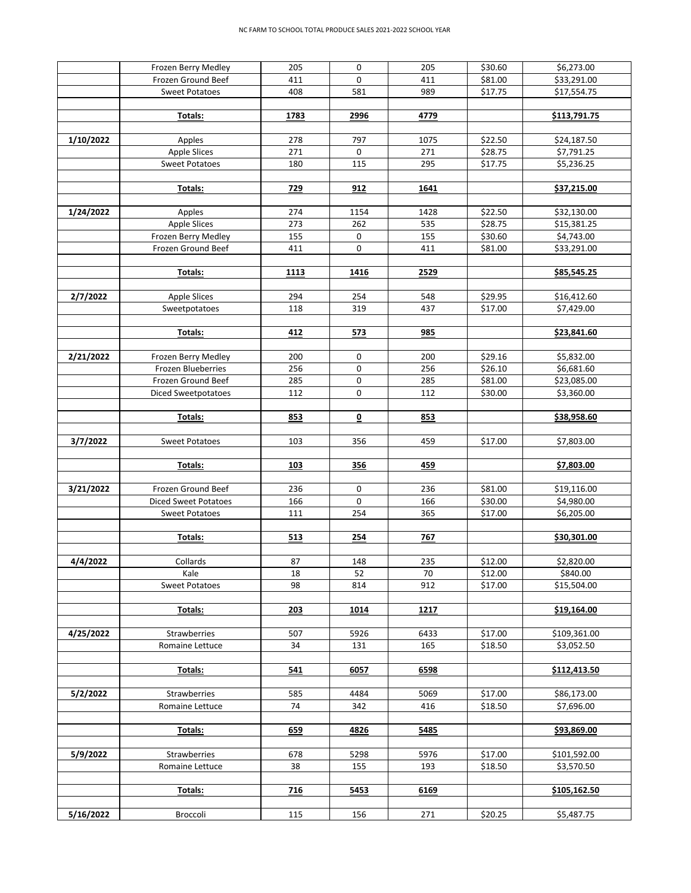| | | | | | | |
|---|---|---|---|---|---|---|
| | Frozen Berry Medley | 205 | 0 | 205 | $30.60 | $6,273.00 |
| | Frozen Ground Beef | 411 | 0 | 411 | $81.00 | $33,291.00 |
| | Sweet Potatoes | 408 | 581 | 989 | $17.75 | $17,554.75 |
| | | | | | | |
| | **Totals:** | **1783** | **2996** | **4779** | | **$113,791.75** |
| | | | | | | |
| **1/10/2022** | Apples | 278 | 797 | 1075 | $22.50 | $24,187.50 |
| | Apple Slices | 271 | 0 | 271 | $28.75 | $7,791.25 |
| | Sweet Potatoes | 180 | 115 | 295 | $17.75 | $5,236.25 |
| | | | | | | |
| | **Totals:** | **729** | **912** | **1641** | | **$37,215.00** |
| | | | | | | |
| **1/24/2022** | Apples | 274 | 1154 | 1428 | $22.50 | $32,130.00 |
| | Apple Slices | 273 | 262 | 535 | $28.75 | $15,381.25 |
| | Frozen Berry Medley | 155 | 0 | 155 | $30.60 | $4,743.00 |
| | Frozen Ground Beef | 411 | 0 | 411 | $81.00 | $33,291.00 |
| | | | | | | |
| | **Totals:** | **1113** | **1416** | **2529** | | **$85,545.25** |
| | | | | | | |
| **2/7/2022** | Apple Slices | 294 | 254 | 548 | $29.95 | $16,412.60 |
| | Sweetpotatoes | 118 | 319 | 437 | $17.00 | $7,429.00 |
| | | | | | | |
| | **Totals:** | **412** | **573** | **985** | | **$23,841.60** |
| | | | | | | |
| **2/21/2022** | Frozen Berry Medley | 200 | 0 | 200 | $29.16 | $5,832.00 |
| | Frozen Blueberries | 256 | 0 | 256 | $26.10 | $6,681.60 |
| | Frozen Ground Beef | 285 | 0 | 285 | $81.00 | $23,085.00 |
| | Diced Sweetpotatoes | 112 | 0 | 112 | $30.00 | $3,360.00 |
| | | | | | | |
| | **Totals:** | **853** | **0** | **853** | | **$38,958.60** |
| | | | | | | |
| **3/7/2022** | Sweet Potatoes | 103 | 356 | 459 | $17.00 | $7,803.00 |
| | | | | | | |
| | **Totals:** | **103** | **356** | **459** | | **$7,803.00** |
| | | | | | | |
| **3/21/2022** | Frozen Ground Beef | 236 | 0 | 236 | $81.00 | $19,116.00 |
| | Diced Sweet Potatoes | 166 | 0 | 166 | $30.00 | $4,980.00 |
| | Sweet Potatoes | 111 | 254 | 365 | $17.00 | $6,205.00 |
| | | | | | | |
| | **Totals:** | **513** | **254** | **767** | | **$30,301.00** |
| | | | | | | |
| **4/4/2022** | Collards | 87 | 148 | 235 | $12.00 | $2,820.00 |
| | Kale | 18 | 52 | 70 | $12.00 | $840.00 |
| | Sweet Potatoes | 98 | 814 | 912 | $17.00 | $15,504.00 |
| | | | | | | |
| | **Totals:** | **203** | **1014** | **1217** | | **$19,164.00** |
| | | | | | | |
| **4/25/2022** | Strawberries | 507 | 5926 | 6433 | $17.00 | $109,361.00 |
| | Romaine Lettuce | 34 | 131 | 165 | $18.50 | $3,052.50 |
| | | | | | | |
| | **Totals:** | **541** | **6057** | **6598** | | **$112,413.50** |
| | | | | | | |
| **5/2/2022** | Strawberries | 585 | 4484 | 5069 | $17.00 | $86,173.00 |
| | Romaine Lettuce | 74 | 342 | 416 | $18.50 | $7,696.00 |
| | | | | | | |
| | **Totals:** | **659** | **4826** | **5485** | | **$93,869.00** |
| | | | | | | |
| **5/9/2022** | Strawberries | 678 | 5298 | 5976 | $17.00 | $101,592.00 |
| | Romaine Lettuce | 38 | 155 | 193 | $18.50 | $3,570.50 |
| | | | | | | |
| | **Totals:** | **716** | **5453** | **6169** | | **$105,162.50** |
| | | | | | | |
| **5/16/2022** | Broccoli | 115 | 156 | 271 | $20.25 | $5,487.75 |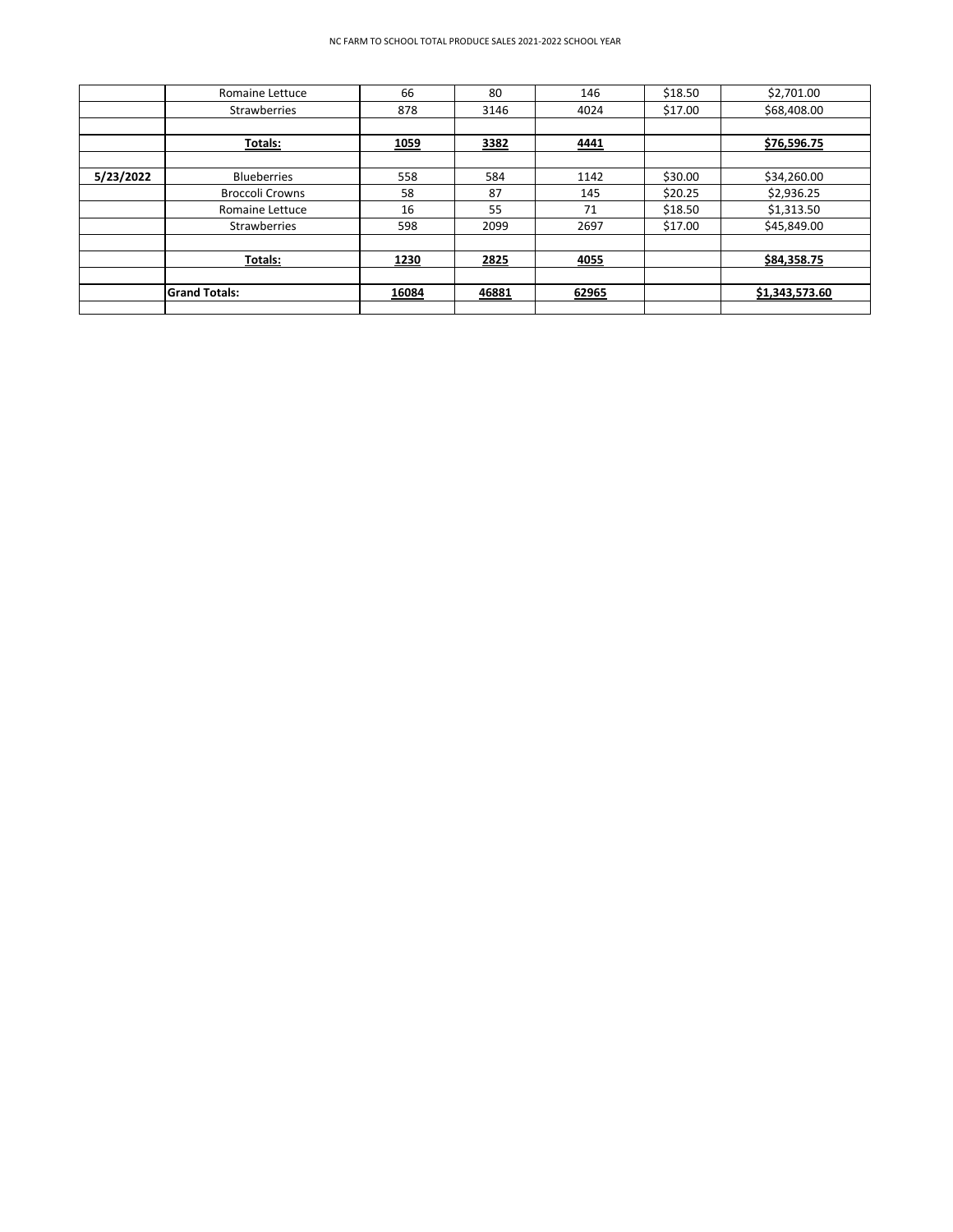| | | | | | | |
|---|---|---|---|---|---|---|
| | Romaine Lettuce | 66 | 80 | 146 | $18.50 | $2,701.00 |
| | Strawberries | 878 | 3146 | 4024 | $17.00 | $68,408.00 |
| | | | | | | |
| | **Totals:** | **1059** | **3382** | **4441** | | **$76,596.75** |
| | | | | | | |
| **5/23/2022** | Blueberries | 558 | 584 | 1142 | $30.00 | $34,260.00 |
| | Broccoli Crowns | 58 | 87 | 145 | $20.25 | $2,936.25 |
| | Romaine Lettuce | 16 | 55 | 71 | $18.50 | $1,313.50 |
| | Strawberries | 598 | 2099 | 2697 | $17.00 | $45,849.00 |
| | | | | | | |
| | **Totals:** | **1230** | **2825** | **4055** | | **$84,358.75** |
| | | | | | | |
| | **Grand Totals:** | **16084** | **46881** | **62965** | | **$1,343,573.60** |
| | | | | | | |